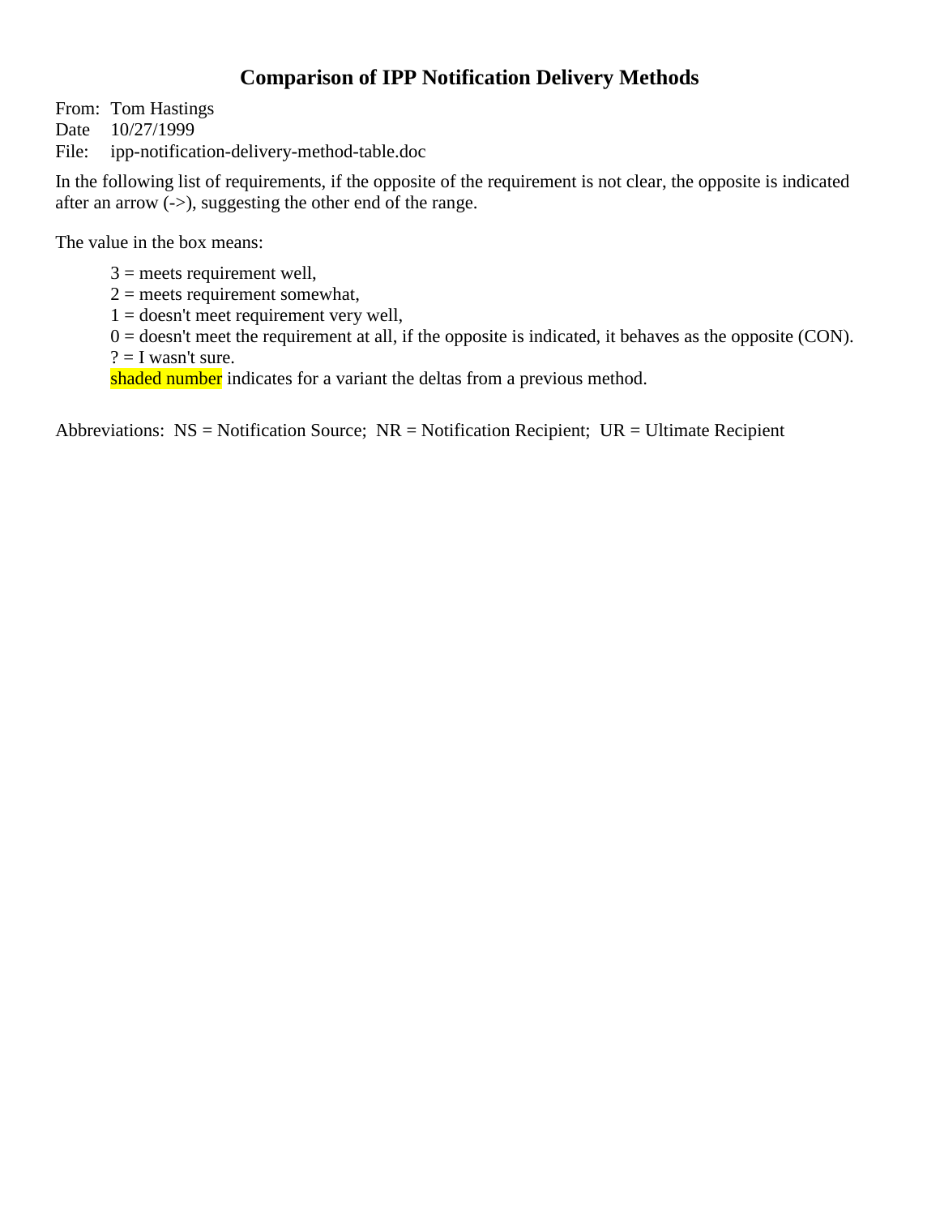# Comparison of IPP Notification Delivery Methods

From: Tom Hastings
Date 10/27/1999
File: ipp-notification-delivery-method-table.doc

In the following list of requirements, if the opposite of the requirement is not clear, the opposite is indicated after an arrow (->), suggesting the other end of the range.

The value in the box means:

- 3 = meets requirement well,
- 2 = meets requirement somewhat,
- 1 = doesn't meet requirement very well,
- 0 = doesn't meet the requirement at all, if the opposite is indicated, it behaves as the opposite (CON).
- ? = I wasn't sure.
- shaded number indicates for a variant the deltas from a previous method.

Abbreviations: NS = Notification Source; NR = Notification Recipient; UR = Ultimate Recipient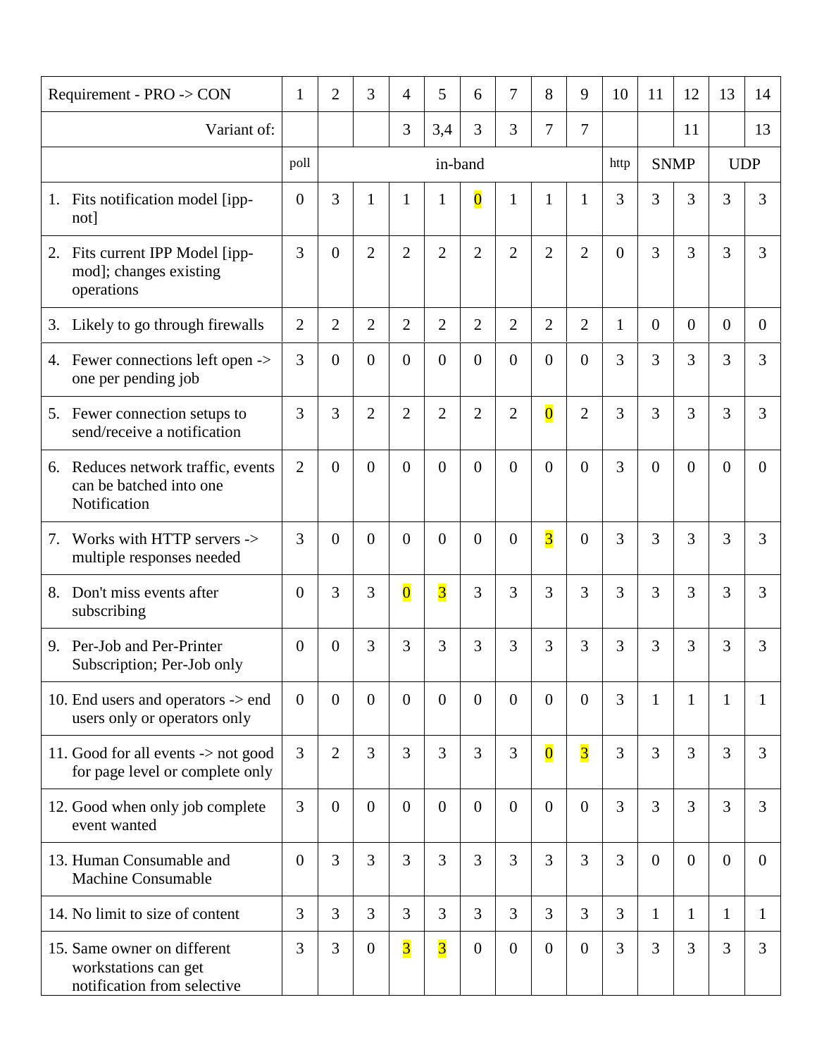| Requirement - PRO -> CON | 1 | 2 | 3 | 4 | 5 | 6 | 7 | 8 | 9 | 10 | 11 | 12 | 13 | 14 |
|---|---|---|---|---|---|---|---|---|---|---|---|---|---|---|
| Variant of: | | | | 3 | 3,4 | 3 | 3 | 7 | 7 | | | 11 | | 13 |
| | poll | in-band | | | | | | | | http | SNMP | | UDP | |
| 1. Fits notification model [ipp-not] | 0 | 3 | 1 | 1 | 1 | 0 | 1 | 1 | 1 | 3 | 3 | 3 | 3 | 3 |
| 2. Fits current IPP Model [ipp-mod]; changes existing operations | 3 | 0 | 2 | 2 | 2 | 2 | 2 | 2 | 2 | 0 | 3 | 3 | 3 | 3 |
| 3. Likely to go through firewalls | 2 | 2 | 2 | 2 | 2 | 2 | 2 | 2 | 2 | 1 | 0 | 0 | 0 | 0 |
| 4. Fewer connections left open -> one per pending job | 3 | 0 | 0 | 0 | 0 | 0 | 0 | 0 | 0 | 3 | 3 | 3 | 3 | 3 |
| 5. Fewer connection setups to send/receive a notification | 3 | 3 | 2 | 2 | 2 | 2 | 2 | 0 | 2 | 3 | 3 | 3 | 3 | 3 |
| 6. Reduces network traffic, events can be batched into one Notification | 2 | 0 | 0 | 0 | 0 | 0 | 0 | 0 | 0 | 3 | 0 | 0 | 0 | 0 |
| 7. Works with HTTP servers -> multiple responses needed | 3 | 0 | 0 | 0 | 0 | 0 | 0 | 3 | 0 | 3 | 3 | 3 | 3 | 3 |
| 8. Don't miss events after subscribing | 0 | 3 | 3 | 0 | 3 | 3 | 3 | 3 | 3 | 3 | 3 | 3 | 3 | 3 |
| 9. Per-Job and Per-Printer Subscription; Per-Job only | 0 | 0 | 3 | 3 | 3 | 3 | 3 | 3 | 3 | 3 | 3 | 3 | 3 | 3 |
| 10. End users and operators -> end users only or operators only | 0 | 0 | 0 | 0 | 0 | 0 | 0 | 0 | 0 | 3 | 1 | 1 | 1 | 1 |
| 11. Good for all events -> not good for page level or complete only | 3 | 2 | 3 | 3 | 3 | 3 | 3 | 0 | 3 | 3 | 3 | 3 | 3 | 3 |
| 12. Good when only job complete event wanted | 3 | 0 | 0 | 0 | 0 | 0 | 0 | 0 | 0 | 3 | 3 | 3 | 3 | 3 |
| 13. Human Consumable and Machine Consumable | 0 | 3 | 3 | 3 | 3 | 3 | 3 | 3 | 3 | 3 | 0 | 0 | 0 | 0 |
| 14. No limit to size of content | 3 | 3 | 3 | 3 | 3 | 3 | 3 | 3 | 3 | 3 | 1 | 1 | 1 | 1 |
| 15. Same owner on different workstations can get notification from selective | 3 | 3 | 0 | 3 | 3 | 0 | 0 | 0 | 0 | 3 | 3 | 3 | 3 | 3 |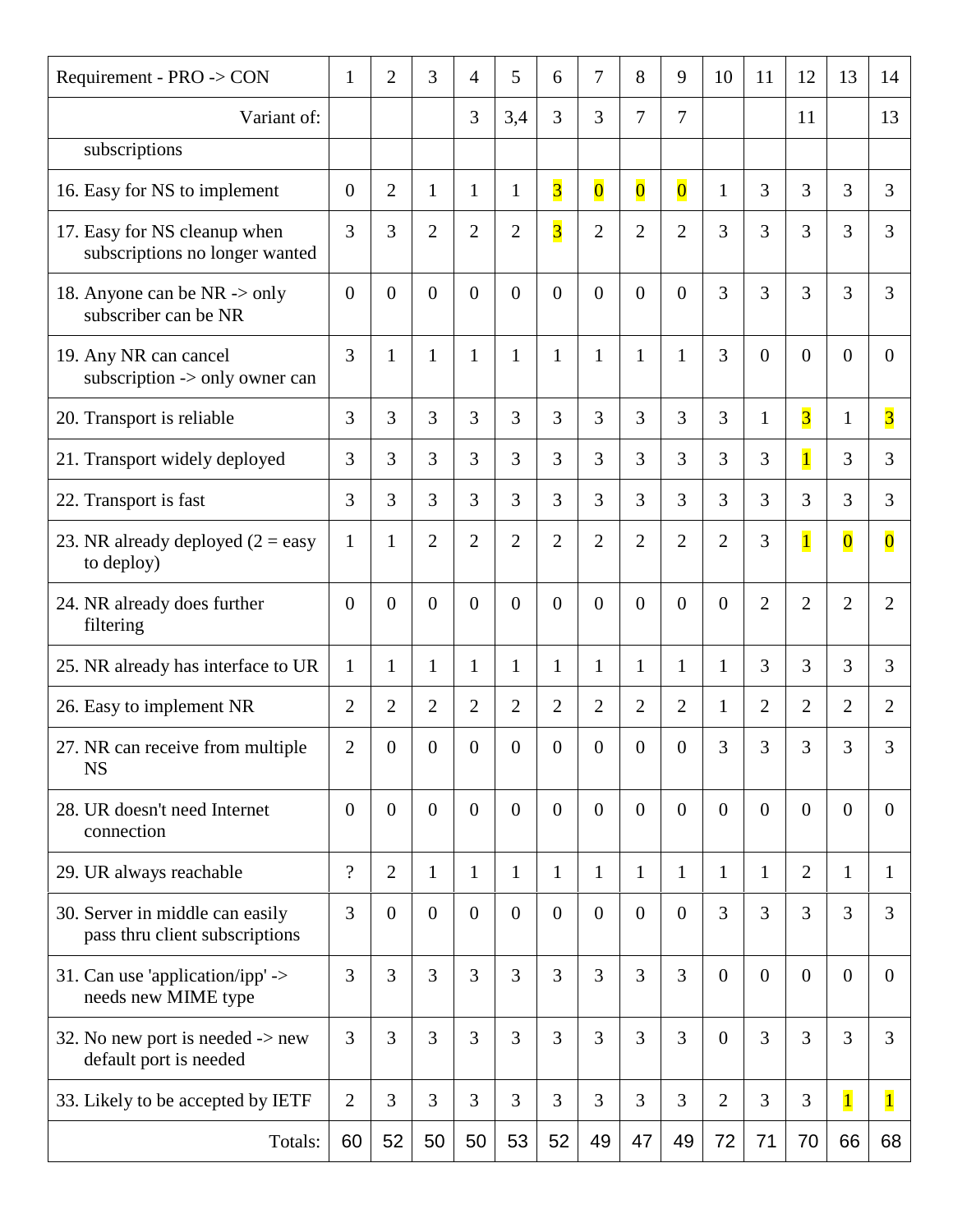| Requirement - PRO -> CON | 1 | 2 | 3 | 4 | 5 | 6 | 7 | 8 | 9 | 10 | 11 | 12 | 13 | 14 |
|---|---|---|---|---|---|---|---|---|---|---|---|---|---|---|
| Variant of: | | | | 3 | 3,4 | 3 | 3 | 7 | 7 | | | 11 | | 13 |
| subscriptions | | | | | | | | | | | | | | |
| 16. Easy for NS to implement | 0 | 2 | 1 | 1 | 1 | 3 | 0 | 0 | 0 | 1 | 3 | 3 | 3 | 3 |
| 17. Easy for NS cleanup when subscriptions no longer wanted | 3 | 3 | 2 | 2 | 2 | 3 | 2 | 2 | 2 | 3 | 3 | 3 | 3 | 3 |
| 18. Anyone can be NR -> only subscriber can be NR | 0 | 0 | 0 | 0 | 0 | 0 | 0 | 0 | 0 | 3 | 3 | 3 | 3 | 3 |
| 19. Any NR can cancel subscription -> only owner can | 3 | 1 | 1 | 1 | 1 | 1 | 1 | 1 | 1 | 3 | 0 | 0 | 0 | 0 |
| 20. Transport is reliable | 3 | 3 | 3 | 3 | 3 | 3 | 3 | 3 | 3 | 3 | 1 | 3 | 1 | 3 |
| 21. Transport widely deployed | 3 | 3 | 3 | 3 | 3 | 3 | 3 | 3 | 3 | 3 | 3 | 1 | 3 | 3 |
| 22. Transport is fast | 3 | 3 | 3 | 3 | 3 | 3 | 3 | 3 | 3 | 3 | 3 | 3 | 3 | 3 |
| 23. NR already deployed (2 = easy to deploy) | 1 | 1 | 2 | 2 | 2 | 2 | 2 | 2 | 2 | 2 | 3 | 1 | 0 | 0 |
| 24. NR already does further filtering | 0 | 0 | 0 | 0 | 0 | 0 | 0 | 0 | 0 | 0 | 2 | 2 | 2 | 2 |
| 25. NR already has interface to UR | 1 | 1 | 1 | 1 | 1 | 1 | 1 | 1 | 1 | 1 | 3 | 3 | 3 | 3 |
| 26. Easy to implement NR | 2 | 2 | 2 | 2 | 2 | 2 | 2 | 2 | 2 | 1 | 2 | 2 | 2 | 2 |
| 27. NR can receive from multiple NS | 2 | 0 | 0 | 0 | 0 | 0 | 0 | 0 | 0 | 3 | 3 | 3 | 3 | 3 |
| 28. UR doesn't need Internet connection | 0 | 0 | 0 | 0 | 0 | 0 | 0 | 0 | 0 | 0 | 0 | 0 | 0 | 0 |
| 29. UR always reachable | ? | 2 | 1 | 1 | 1 | 1 | 1 | 1 | 1 | 1 | 1 | 2 | 1 | 1 |
| 30. Server in middle can easily pass thru client subscriptions | 3 | 0 | 0 | 0 | 0 | 0 | 0 | 0 | 0 | 3 | 3 | 3 | 3 | 3 |
| 31. Can use 'application/ipp' -> needs new MIME type | 3 | 3 | 3 | 3 | 3 | 3 | 3 | 3 | 3 | 0 | 0 | 0 | 0 | 0 |
| 32. No new port is needed -> new default port is needed | 3 | 3 | 3 | 3 | 3 | 3 | 3 | 3 | 3 | 0 | 3 | 3 | 3 | 3 |
| 33. Likely to be accepted by IETF | 2 | 3 | 3 | 3 | 3 | 3 | 3 | 3 | 3 | 2 | 3 | 3 | 1 | 1 |
| Totals: | 60 | 52 | 50 | 50 | 53 | 52 | 49 | 47 | 49 | 72 | 71 | 70 | 66 | 68 |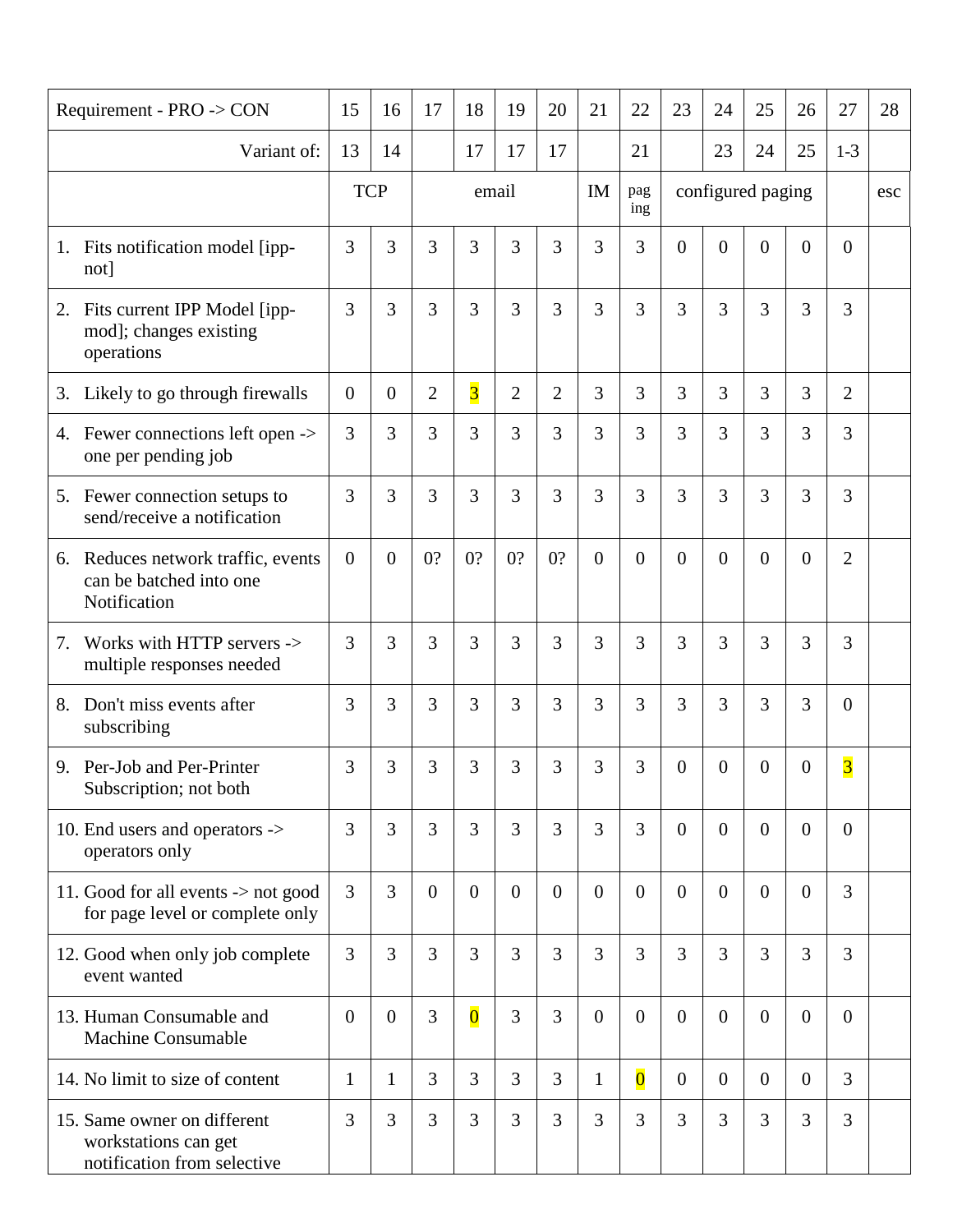| Requirement - PRO -> CON | 15 | 16 | 17 | 18 | 19 | 20 | 21 | 22 | 23 | 24 | 25 | 26 | 27 | 28 |
|---|---|---|---|---|---|---|---|---|---|---|---|---|---|---|
| Variant of: | 13 | 14 | | 17 | 17 | 17 | | 21 | | 23 | 24 | 25 | 1-3 | |
| | TCP | | email | | | | IM | paging | configured paging | | | | | esc |
| 1. Fits notification model [ipp-not] | 3 | 3 | 3 | 3 | 3 | 3 | 3 | 3 | 0 | 0 | 0 | 0 | 0 | |
| 2. Fits current IPP Model [ipp-mod]; changes existing operations | 3 | 3 | 3 | 3 | 3 | 3 | 3 | 3 | 3 | 3 | 3 | 3 | 3 | |
| 3. Likely to go through firewalls | 0 | 0 | 2 | 3 | 2 | 2 | 3 | 3 | 3 | 3 | 3 | 3 | 2 | |
| 4. Fewer connections left open -> one per pending job | 3 | 3 | 3 | 3 | 3 | 3 | 3 | 3 | 3 | 3 | 3 | 3 | 3 | |
| 5. Fewer connection setups to send/receive a notification | 3 | 3 | 3 | 3 | 3 | 3 | 3 | 3 | 3 | 3 | 3 | 3 | 3 | |
| 6. Reduces network traffic, events can be batched into one Notification | 0 | 0 | 0? | 0? | 0? | 0? | 0 | 0 | 0 | 0 | 0 | 0 | 2 | |
| 7. Works with HTTP servers -> multiple responses needed | 3 | 3 | 3 | 3 | 3 | 3 | 3 | 3 | 3 | 3 | 3 | 3 | 3 | |
| 8. Don't miss events after subscribing | 3 | 3 | 3 | 3 | 3 | 3 | 3 | 3 | 3 | 3 | 3 | 3 | 0 | |
| 9. Per-Job and Per-Printer Subscription; not both | 3 | 3 | 3 | 3 | 3 | 3 | 3 | 3 | 0 | 0 | 0 | 0 | 3 | |
| 10. End users and operators -> operators only | 3 | 3 | 3 | 3 | 3 | 3 | 3 | 3 | 0 | 0 | 0 | 0 | 0 | |
| 11. Good for all events -> not good for page level or complete only | 3 | 3 | 0 | 0 | 0 | 0 | 0 | 0 | 0 | 0 | 0 | 0 | 3 | |
| 12. Good when only job complete event wanted | 3 | 3 | 3 | 3 | 3 | 3 | 3 | 3 | 3 | 3 | 3 | 3 | 3 | |
| 13. Human Consumable and Machine Consumable | 0 | 0 | 3 | 0 | 3 | 3 | 0 | 0 | 0 | 0 | 0 | 0 | 0 | |
| 14. No limit to size of content | 1 | 1 | 3 | 3 | 3 | 3 | 1 | 0 | 0 | 0 | 0 | 0 | 3 | |
| 15. Same owner on different workstations can get notification from selective | 3 | 3 | 3 | 3 | 3 | 3 | 3 | 3 | 3 | 3 | 3 | 3 | 3 | |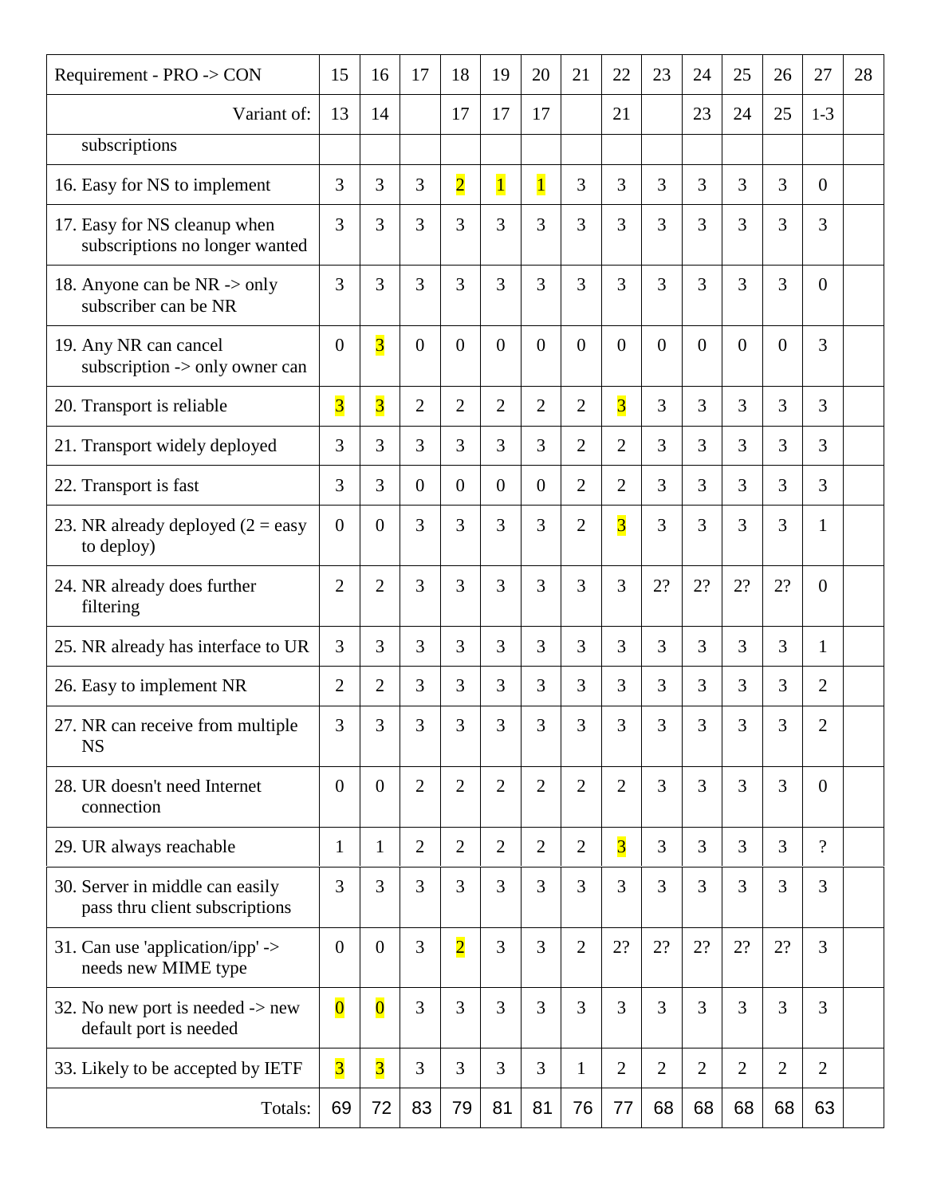| Requirement - PRO -> CON | 15 | 16 | 17 | 18 | 19 | 20 | 21 | 22 | 23 | 24 | 25 | 26 | 27 | 28 |
|---|---|---|---|---|---|---|---|---|---|---|---|---|---|---|
| Variant of: | 13 | 14 | | 17 | 17 | 17 | | 21 | | 23 | 24 | 25 | 1-3 | |
| subscriptions | | | | | | | | | | | | | | |
| 16. Easy for NS to implement | 3 | 3 | 3 | 2 | 1 | 1 | 3 | 3 | 3 | 3 | 3 | 3 | 0 | |
| 17. Easy for NS cleanup when subscriptions no longer wanted | 3 | 3 | 3 | 3 | 3 | 3 | 3 | 3 | 3 | 3 | 3 | 3 | 3 | |
| 18. Anyone can be NR -> only subscriber can be NR | 3 | 3 | 3 | 3 | 3 | 3 | 3 | 3 | 3 | 3 | 3 | 3 | 0 | |
| 19. Any NR can cancel subscription -> only owner can | 0 | 3 | 0 | 0 | 0 | 0 | 0 | 0 | 0 | 0 | 0 | 0 | 3 | |
| 20. Transport is reliable | 3 | 3 | 2 | 2 | 2 | 2 | 2 | 3 | 3 | 3 | 3 | 3 | 3 | |
| 21. Transport widely deployed | 3 | 3 | 3 | 3 | 3 | 3 | 2 | 2 | 3 | 3 | 3 | 3 | 3 | |
| 22. Transport is fast | 3 | 3 | 0 | 0 | 0 | 0 | 2 | 2 | 3 | 3 | 3 | 3 | 3 | |
| 23. NR already deployed (2 = easy to deploy) | 0 | 0 | 3 | 3 | 3 | 3 | 2 | 3 | 3 | 3 | 3 | 3 | 1 | |
| 24. NR already does further filtering | 2 | 2 | 3 | 3 | 3 | 3 | 3 | 3 | 2? | 2? | 2? | 2? | 0 | |
| 25. NR already has interface to UR | 3 | 3 | 3 | 3 | 3 | 3 | 3 | 3 | 3 | 3 | 3 | 3 | 1 | |
| 26. Easy to implement NR | 2 | 2 | 3 | 3 | 3 | 3 | 3 | 3 | 3 | 3 | 3 | 3 | 2 | |
| 27. NR can receive from multiple NS | 3 | 3 | 3 | 3 | 3 | 3 | 3 | 3 | 3 | 3 | 3 | 3 | 2 | |
| 28. UR doesn't need Internet connection | 0 | 0 | 2 | 2 | 2 | 2 | 2 | 2 | 3 | 3 | 3 | 3 | 0 | |
| 29. UR always reachable | 1 | 1 | 2 | 2 | 2 | 2 | 2 | 3 | 3 | 3 | 3 | 3 | ? | |
| 30. Server in middle can easily pass thru client subscriptions | 3 | 3 | 3 | 3 | 3 | 3 | 3 | 3 | 3 | 3 | 3 | 3 | 3 | |
| 31. Can use 'application/ipp' -> needs new MIME type | 0 | 0 | 3 | 2 | 3 | 3 | 2 | 2? | 2? | 2? | 2? | 2? | 3 | |
| 32. No new port is needed -> new default port is needed | 0 | 0 | 3 | 3 | 3 | 3 | 3 | 3 | 3 | 3 | 3 | 3 | 3 | |
| 33. Likely to be accepted by IETF | 3 | 3 | 3 | 3 | 3 | 3 | 1 | 2 | 2 | 2 | 2 | 2 | 2 | |
| Totals: | 69 | 72 | 83 | 79 | 81 | 81 | 76 | 77 | 68 | 68 | 68 | 68 | 63 | |